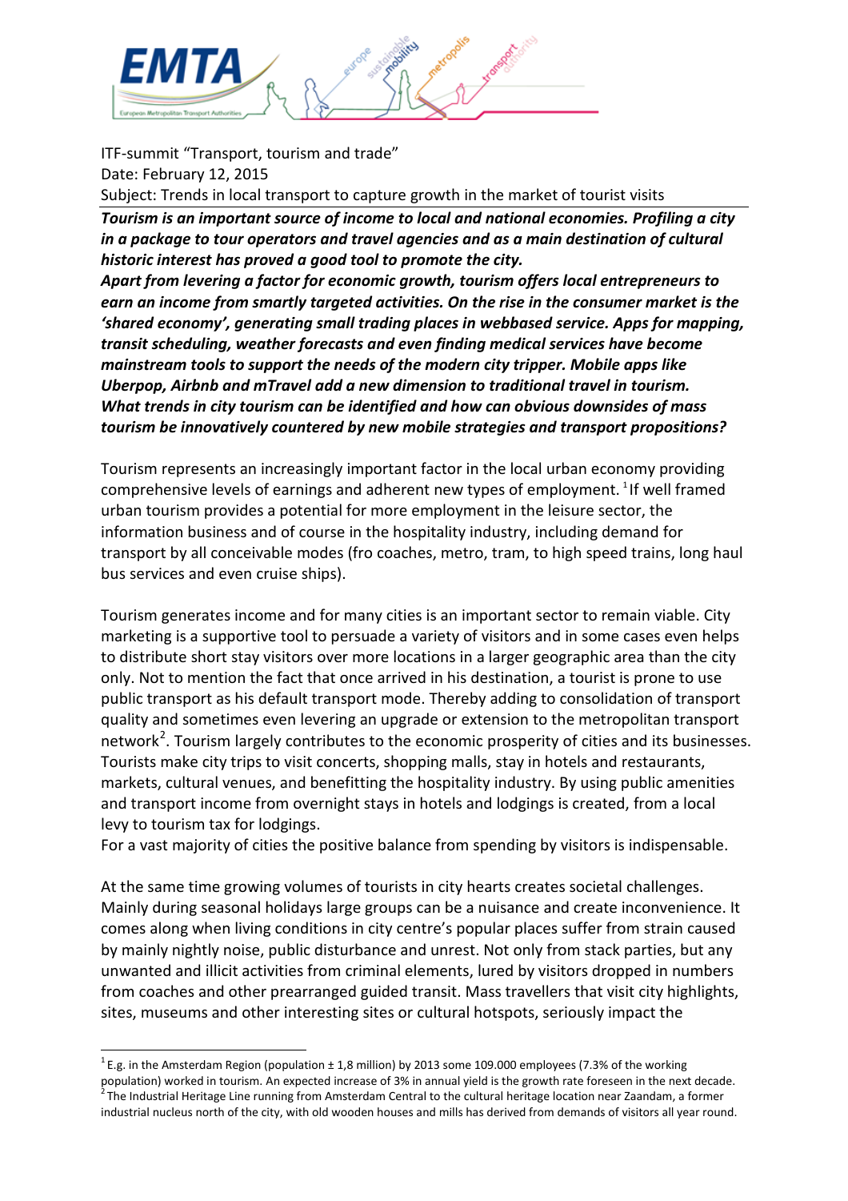ITF-summit “Transport, tourism and trade”
Date: February 12, 2015
Subject: Trends in local transport to capture growth in the market of tourist visits

***Tourism is an important source of income to local and national economies. Profiling a city in a package to tour operators and travel agencies and as a main destination of cultural historic interest has proved a good tool to promote the city.***
***Apart from levering a factor for economic growth, tourism offers local entrepreneurs to earn an income from smartly targeted activities. On the rise in the consumer market is the ‘shared economy’, generating small trading places in webbased service. Apps for mapping, transit scheduling, weather forecasts and even finding medical services have become mainstream tools to support the needs of the modern city tripper. Mobile apps like Uberpop, Airbnb and mTravel add a new dimension to traditional travel in tourism.***
***What trends in city tourism can be identified and how can obvious downsides of mass tourism be innovatively countered by new mobile strategies and transport propositions?***

Tourism represents an increasingly important factor in the local urban economy providing comprehensive levels of earnings and adherent new types of employment. [1] If well framed urban tourism provides a potential for more employment in the leisure sector, the information business and of course in the hospitality industry, including demand for transport by all conceivable modes (fro coaches, metro, tram, to high speed trains, long haul bus services and even cruise ships).

Tourism generates income and for many cities is an important sector to remain viable. City marketing is a supportive tool to persuade a variety of visitors and in some cases even helps to distribute short stay visitors over more locations in a larger geographic area than the city only. Not to mention the fact that once arrived in his destination, a tourist is prone to use public transport as his default transport mode. Thereby adding to consolidation of transport quality and sometimes even levering an upgrade or extension to the metropolitan transport network[2]. Tourism largely contributes to the economic prosperity of cities and its businesses. Tourists make city trips to visit concerts, shopping malls, stay in hotels and restaurants, markets, cultural venues, and benefitting the hospitality industry. By using public amenities and transport income from overnight stays in hotels and lodgings is created, from a local levy to tourism tax for lodgings.
For a vast majority of cities the positive balance from spending by visitors is indispensable.

At the same time growing volumes of tourists in city hearts creates societal challenges. Mainly during seasonal holidays large groups can be a nuisance and create inconvenience. It comes along when living conditions in city centre’s popular places suffer from strain caused by mainly nightly noise, public disturbance and unrest. Not only from stack parties, but any unwanted and illicit activities from criminal elements, lured by visitors dropped in numbers from coaches and other prearranged guided transit. Mass travellers that visit city highlights, sites, museums and other interesting sites or cultural hotspots, seriously impact the

---

[1] E.g. in the Amsterdam Region (population ± 1,8 million) by 2013 some 109.000 employees (7.3% of the working population) worked in tourism. An expected increase of 3% in annual yield is the growth rate foreseen in the next decade.
[2] The Industrial Heritage Line running from Amsterdam Central to the cultural heritage location near Zaandam, a former industrial nucleus north of the city, with old wooden houses and mills has derived from demands of visitors all year round.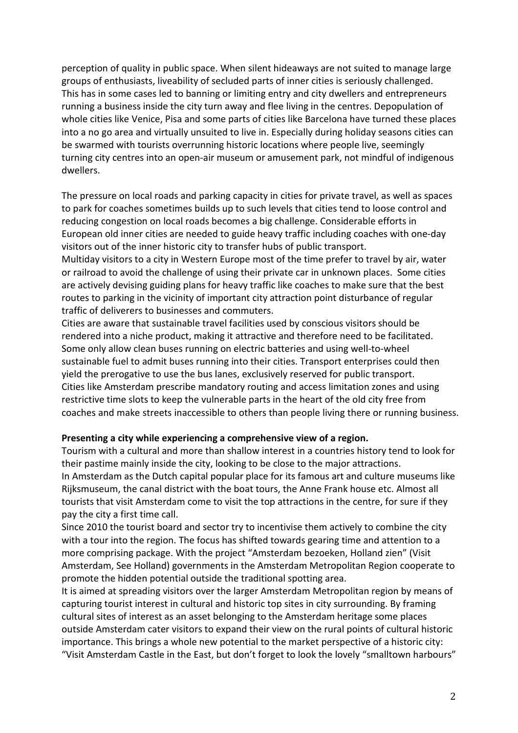perception of quality in public space. When silent hideaways are not suited to manage large groups of enthusiasts, liveability of secluded parts of inner cities is seriously challenged. This has in some cases led to banning or limiting entry and city dwellers and entrepreneurs running a business inside the city turn away and flee living in the centres. Depopulation of whole cities like Venice, Pisa and some parts of cities like Barcelona have turned these places into a no go area and virtually unsuited to live in. Especially during holiday seasons cities can be swarmed with tourists overrunning historic locations where people live, seemingly turning city centres into an open-air museum or amusement park, not mindful of indigenous dwellers.

The pressure on local roads and parking capacity in cities for private travel, as well as spaces to park for coaches sometimes builds up to such levels that cities tend to loose control and reducing congestion on local roads becomes a big challenge. Considerable efforts in European old inner cities are needed to guide heavy traffic including coaches with one-day visitors out of the inner historic city to transfer hubs of public transport.
Multiday visitors to a city in Western Europe most of the time prefer to travel by air, water or railroad to avoid the challenge of using their private car in unknown places. Some cities are actively devising guiding plans for heavy traffic like coaches to make sure that the best routes to parking in the vicinity of important city attraction point disturbance of regular traffic of deliverers to businesses and commuters.
Cities are aware that sustainable travel facilities used by conscious visitors should be rendered into a niche product, making it attractive and therefore need to be facilitated. Some only allow clean buses running on electric batteries and using well-to-wheel sustainable fuel to admit buses running into their cities. Transport enterprises could then yield the prerogative to use the bus lanes, exclusively reserved for public transport.
Cities like Amsterdam prescribe mandatory routing and access limitation zones and using restrictive time slots to keep the vulnerable parts in the heart of the old city free from coaches and make streets inaccessible to others than people living there or running business.

**Presenting a city while experiencing a comprehensive view of a region.**
Tourism with a cultural and more than shallow interest in a countries history tend to look for their pastime mainly inside the city, looking to be close to the major attractions.
In Amsterdam as the Dutch capital popular place for its famous art and culture museums like Rijksmuseum, the canal district with the boat tours, the Anne Frank house etc. Almost all tourists that visit Amsterdam come to visit the top attractions in the centre, for sure if they pay the city a first time call.
Since 2010 the tourist board and sector try to incentivise them actively to combine the city with a tour into the region. The focus has shifted towards gearing time and attention to a more comprising package. With the project "Amsterdam bezoeken, Holland zien" (Visit Amsterdam, See Holland) governments in the Amsterdam Metropolitan Region cooperate to promote the hidden potential outside the traditional spotting area.
It is aimed at spreading visitors over the larger Amsterdam Metropolitan region by means of capturing tourist interest in cultural and historic top sites in city surrounding. By framing cultural sites of interest as an asset belonging to the Amsterdam heritage some places outside Amsterdam cater visitors to expand their view on the rural points of cultural historic importance. This brings a whole new potential to the market perspective of a historic city: "Visit Amsterdam Castle in the East, but don't forget to look the lovely "smalltown harbours"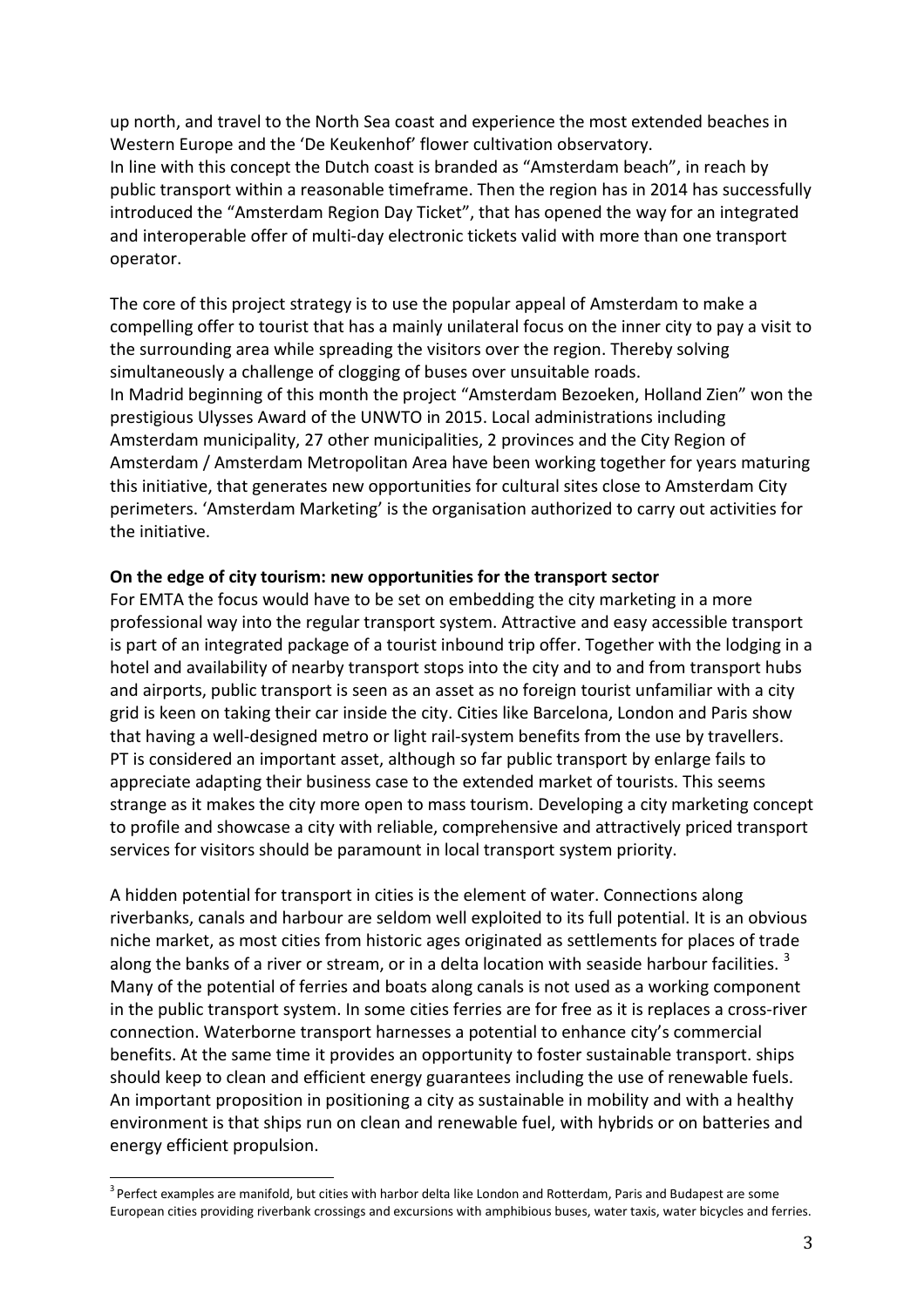up north, and travel to the North Sea coast and experience the most extended beaches in Western Europe and the 'De Keukenhof' flower cultivation observatory.
In line with this concept the Dutch coast is branded as "Amsterdam beach", in reach by public transport within a reasonable timeframe. Then the region has in 2014 has successfully introduced the "Amsterdam Region Day Ticket", that has opened the way for an integrated and interoperable offer of multi-day electronic tickets valid with more than one transport operator.

The core of this project strategy is to use the popular appeal of Amsterdam to make a compelling offer to tourist that has a mainly unilateral focus on the inner city to pay a visit to the surrounding area while spreading the visitors over the region. Thereby solving simultaneously a challenge of clogging of buses over unsuitable roads.
In Madrid beginning of this month the project "Amsterdam Bezoeken, Holland Zien" won the prestigious Ulysses Award of the UNWTO in 2015. Local administrations including Amsterdam municipality, 27 other municipalities, 2 provinces and the City Region of Amsterdam / Amsterdam Metropolitan Area have been working together for years maturing this initiative, that generates new opportunities for cultural sites close to Amsterdam City perimeters. 'Amsterdam Marketing' is the organisation authorized to carry out activities for the initiative.

**On the edge of city tourism: new opportunities for the transport sector**
For EMTA the focus would have to be set on embedding the city marketing in a more professional way into the regular transport system. Attractive and easy accessible transport is part of an integrated package of a tourist inbound trip offer. Together with the lodging in a hotel and availability of nearby transport stops into the city and to and from transport hubs and airports, public transport is seen as an asset as no foreign tourist unfamiliar with a city grid is keen on taking their car inside the city. Cities like Barcelona, London and Paris show that having a well-designed metro or light rail-system benefits from the use by travellers. PT is considered an important asset, although so far public transport by enlarge fails to appreciate adapting their business case to the extended market of tourists. This seems strange as it makes the city more open to mass tourism. Developing a city marketing concept to profile and showcase a city with reliable, comprehensive and attractively priced transport services for visitors should be paramount in local transport system priority.

A hidden potential for transport in cities is the element of water. Connections along riverbanks, canals and harbour are seldom well exploited to its full potential. It is an obvious niche market, as most cities from historic ages originated as settlements for places of trade along the banks of a river or stream, or in a delta location with seaside harbour facilities. [3]
Many of the potential of ferries and boats along canals is not used as a working component in the public transport system. In some cities ferries are for free as it is replaces a cross-river connection. Waterborne transport harnesses a potential to enhance city's commercial benefits. At the same time it provides an opportunity to foster sustainable transport. ships should keep to clean and efficient energy guarantees including the use of renewable fuels. An important proposition in positioning a city as sustainable in mobility and with a healthy environment is that ships run on clean and renewable fuel, with hybrids or on batteries and energy efficient propulsion.

[3] Perfect examples are manifold, but cities with harbor delta like London and Rotterdam, Paris and Budapest are some European cities providing riverbank crossings and excursions with amphibious buses, water taxis, water bicycles and ferries.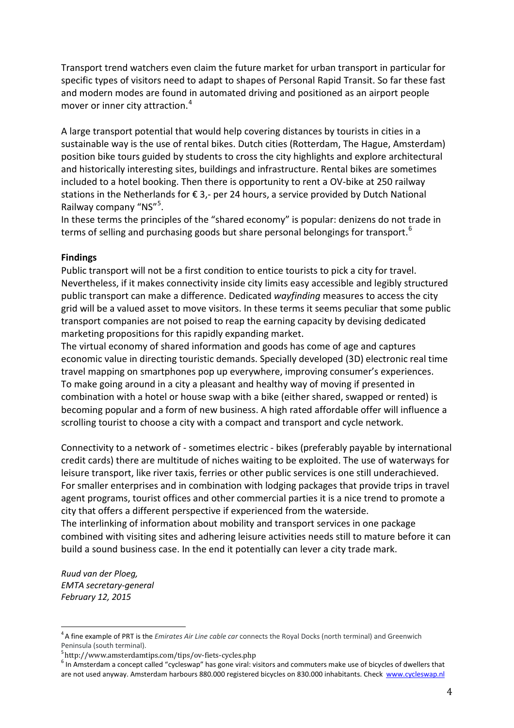Transport trend watchers even claim the future market for urban transport in particular for specific types of visitors need to adapt to shapes of Personal Rapid Transit. So far these fast and modern modes are found in automated driving and positioned as an airport people mover or inner city attraction.[4]

A large transport potential that would help covering distances by tourists in cities in a sustainable way is the use of rental bikes. Dutch cities (Rotterdam, The Hague, Amsterdam) position bike tours guided by students to cross the city highlights and explore architectural and historically interesting sites, buildings and infrastructure. Rental bikes are sometimes included to a hotel booking. Then there is opportunity to rent a OV-bike at 250 railway stations in the Netherlands for € 3,- per 24 hours, a service provided by Dutch National Railway company "NS"[5].
In these terms the principles of the "shared economy" is popular: denizens do not trade in terms of selling and purchasing goods but share personal belongings for transport.[6]

**Findings**
Public transport will not be a first condition to entice tourists to pick a city for travel. Nevertheless, if it makes connectivity inside city limits easy accessible and legibly structured public transport can make a difference. Dedicated *wayfinding* measures to access the city grid will be a valued asset to move visitors. In these terms it seems peculiar that some public transport companies are not poised to reap the earning capacity by devising dedicated marketing propositions for this rapidly expanding market.
The virtual economy of shared information and goods has come of age and captures economic value in directing touristic demands. Specially developed (3D) electronic real time travel mapping on smartphones pop up everywhere, improving consumer's experiences.
To make going around in a city a pleasant and healthy way of moving if presented in combination with a hotel or house swap with a bike (either shared, swapped or rented) is becoming popular and a form of new business. A high rated affordable offer will influence a scrolling tourist to choose a city with a compact and transport and cycle network.

Connectivity to a network of - sometimes electric - bikes (preferably payable by international credit cards) there are multitude of niches waiting to be exploited. The use of waterways for leisure transport, like river taxis, ferries or other public services is one still underachieved. For smaller enterprises and in combination with lodging packages that provide trips in travel agent programs, tourist offices and other commercial parties it is a nice trend to promote a city that offers a different perspective if experienced from the waterside.
The interlinking of information about mobility and transport services in one package combined with visiting sites and adhering leisure activities needs still to mature before it can build a sound business case. In the end it potentially can lever a city trade mark.

*Ruud van der Ploeg,*
*EMTA secretary-general*
*February 12, 2015*

---

[4] A fine example of PRT is the *Emirates Air Line cable car* connects the Royal Docks (north terminal) and Greenwich Peninsula (south terminal).

[5] http://www.amsterdamtips.com/tips/ov-fiets-cycles.php

[6] In Amsterdam a concept called "cycleswap" has gone viral: visitors and commuters make use of bicycles of dwellers that are not used anyway. Amsterdam harbours 880.000 registered bicycles on 830.000 inhabitants. Check www.cycleswap.nl